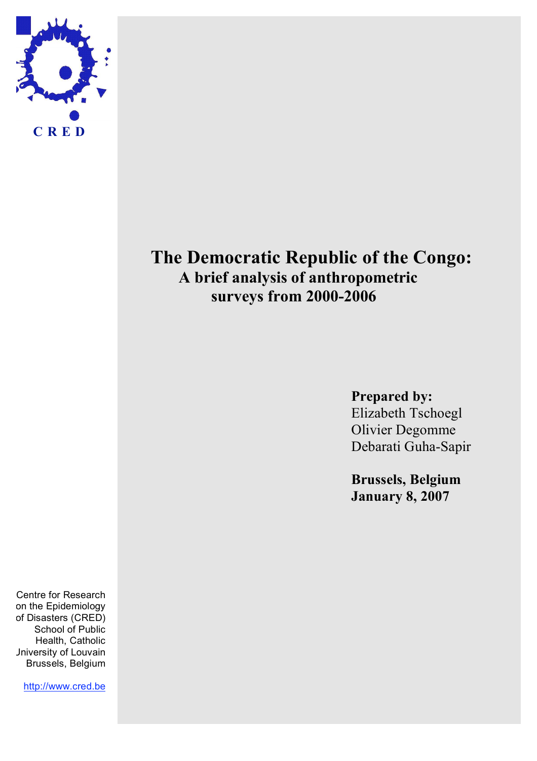CRED

# The Democratic Republic of the Congo:

## A brief analysis of anthropometric surveys from 2000-2006

**Prepared by:**
Elizabeth Tschoegl
Olivier Degomme
Debarati Guha-Sapir

**Brussels, Belgium**
**January 8, 2007**

Centre for Research on the Epidemiology of Disasters (CRED)
School of Public Health, Catholic University of Louvain
Brussels, Belgium

http://www.cred.be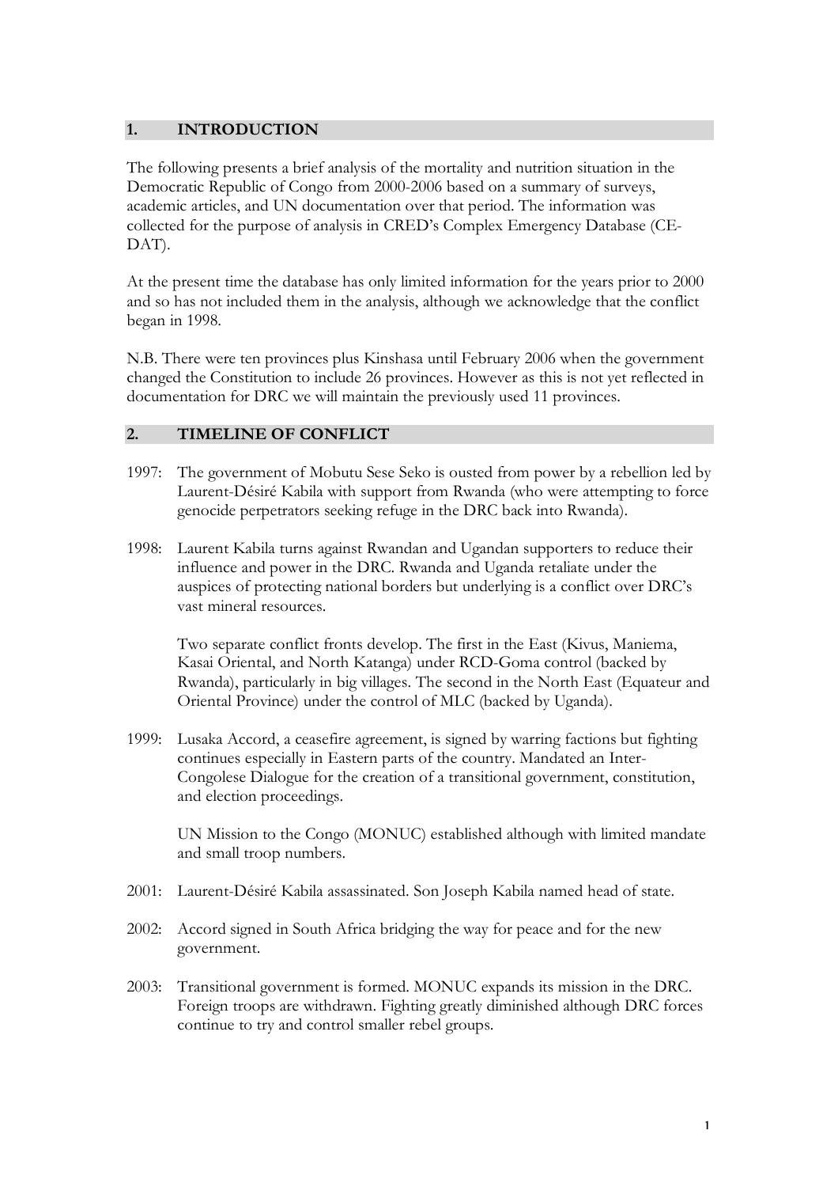## 1. INTRODUCTION

The following presents a brief analysis of the mortality and nutrition situation in the Democratic Republic of Congo from 2000-2006 based on a summary of surveys, academic articles, and UN documentation over that period. The information was collected for the purpose of analysis in CRED's Complex Emergency Database (CE-DAT).

At the present time the database has only limited information for the years prior to 2000 and so has not included them in the analysis, although we acknowledge that the conflict began in 1998.

N.B. There were ten provinces plus Kinshasa until February 2006 when the government changed the Constitution to include 26 provinces. However as this is not yet reflected in documentation for DRC we will maintain the previously used 11 provinces.

## 2. TIMELINE OF CONFLICT

1997: The government of Mobutu Sese Seko is ousted from power by a rebellion led by Laurent-Désiré Kabila with support from Rwanda (who were attempting to force genocide perpetrators seeking refuge in the DRC back into Rwanda).

1998: Laurent Kabila turns against Rwandan and Ugandan supporters to reduce their influence and power in the DRC. Rwanda and Uganda retaliate under the auspices of protecting national borders but underlying is a conflict over DRC's vast mineral resources.

Two separate conflict fronts develop. The first in the East (Kivus, Maniema, Kasai Oriental, and North Katanga) under RCD-Goma control (backed by Rwanda), particularly in big villages. The second in the North East (Equateur and Oriental Province) under the control of MLC (backed by Uganda).

1999: Lusaka Accord, a ceasefire agreement, is signed by warring factions but fighting continues especially in Eastern parts of the country. Mandated an Inter-Congolese Dialogue for the creation of a transitional government, constitution, and election proceedings.

UN Mission to the Congo (MONUC) established although with limited mandate and small troop numbers.

2001: Laurent-Désiré Kabila assassinated. Son Joseph Kabila named head of state.

2002: Accord signed in South Africa bridging the way for peace and for the new government.

2003: Transitional government is formed. MONUC expands its mission in the DRC. Foreign troops are withdrawn. Fighting greatly diminished although DRC forces continue to try and control smaller rebel groups.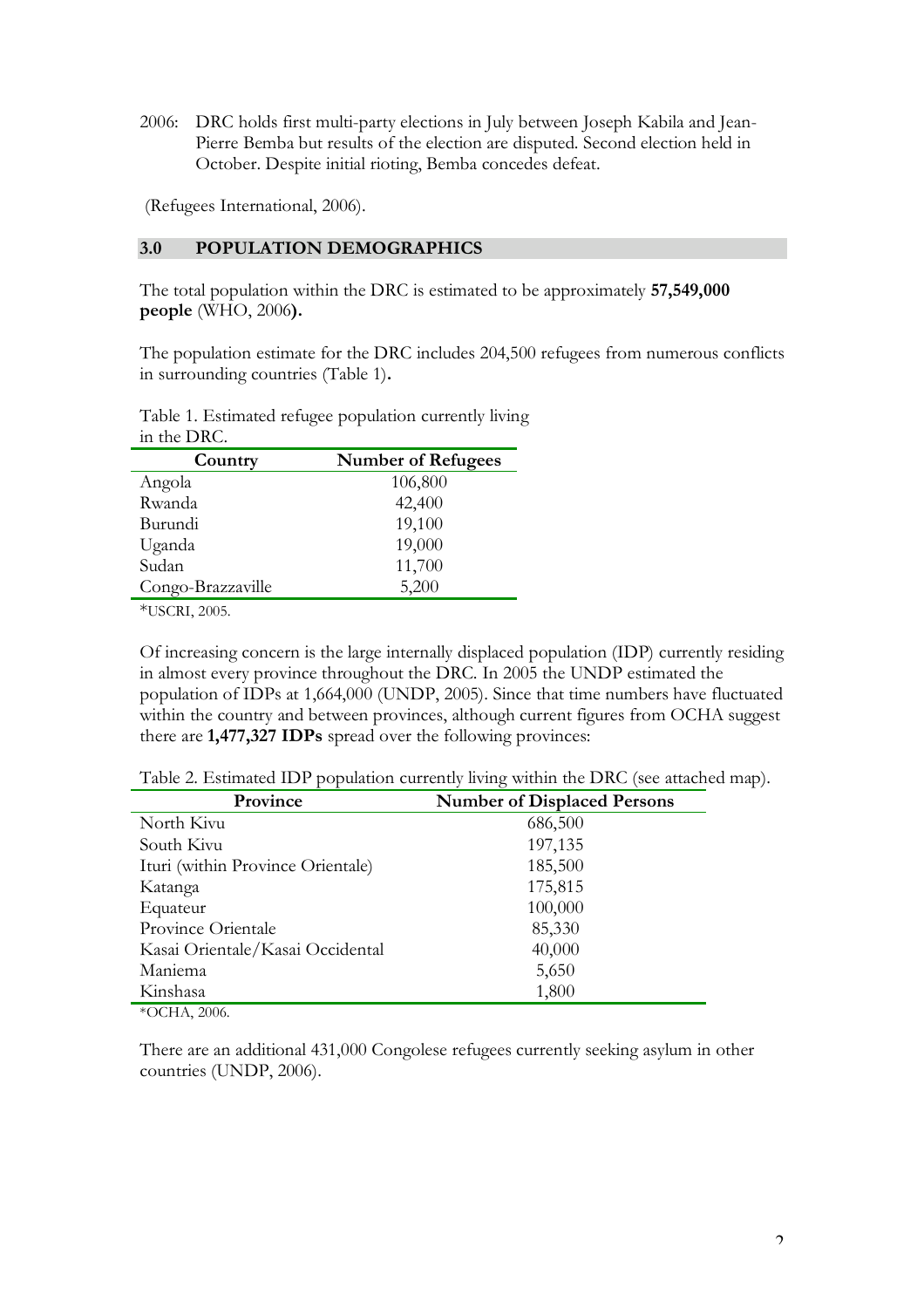2006: DRC holds first multi-party elections in July between Joseph Kabila and Jean-Pierre Bemba but results of the election are disputed. Second election held in October. Despite initial rioting, Bemba concedes defeat.

(Refugees International, 2006).

## 3.0 POPULATION DEMOGRAPHICS

The total population within the DRC is estimated to be approximately **57,549,000 people** (WHO, 2006**).**

The population estimate for the DRC includes 204,500 refugees from numerous conflicts in surrounding countries (Table 1)**.**

Table 1. Estimated refugee population currently living in the DRC.

| Country | Number of Refugees |
|---|---|
| Angola | 106,800 |
| Rwanda | 42,400 |
| Burundi | 19,100 |
| Uganda | 19,000 |
| Sudan | 11,700 |
| Congo-Brazzaville | 5,200 |

*USCRI, 2005.

Of increasing concern is the large internally displaced population (IDP) currently residing in almost every province throughout the DRC. In 2005 the UNDP estimated the population of IDPs at 1,664,000 (UNDP, 2005). Since that time numbers have fluctuated within the country and between provinces, although current figures from OCHA suggest there are **1,477,327 IDPs** spread over the following provinces:

Table 2. Estimated IDP population currently living within the DRC (see attached map).

| Province | Number of Displaced Persons |
|---|---|
| North Kivu | 686,500 |
| South Kivu | 197,135 |
| Ituri (within Province Orientale) | 185,500 |
| Katanga | 175,815 |
| Equateur | 100,000 |
| Province Orientale | 85,330 |
| Kasai Orientale/Kasai Occidental | 40,000 |
| Maniema | 5,650 |
| Kinshasa | 1,800 |

*OCHA, 2006.

There are an additional 431,000 Congolese refugees currently seeking asylum in other countries (UNDP, 2006).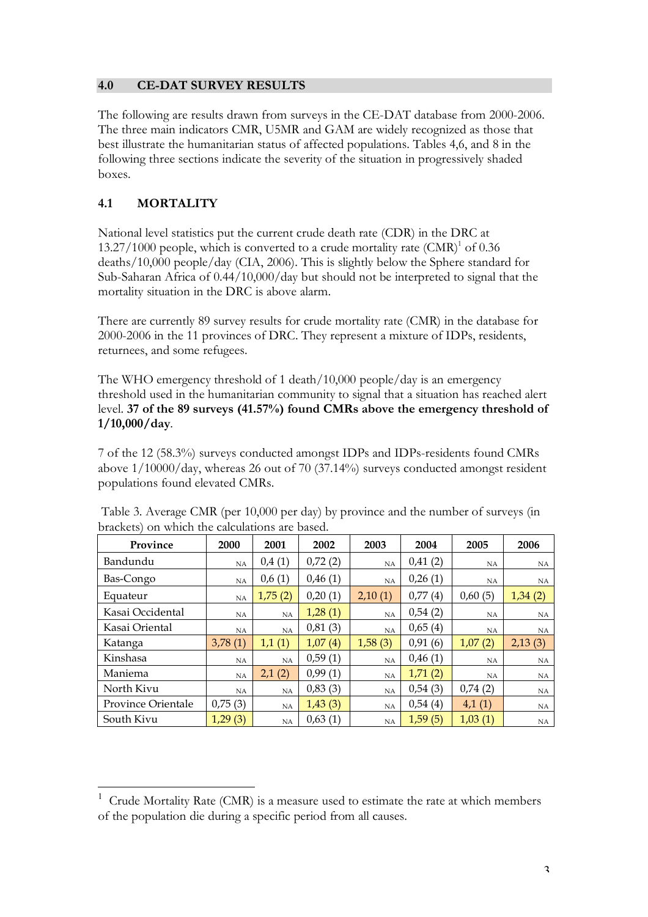## 4.0 CE-DAT SURVEY RESULTS

The following are results drawn from surveys in the CE-DAT database from 2000-2006. The three main indicators CMR, U5MR and GAM are widely recognized as those that best illustrate the humanitarian status of affected populations. Tables 4,6, and 8 in the following three sections indicate the severity of the situation in progressively shaded boxes.

### 4.1 MORTALITY

National level statistics put the current crude death rate (CDR) in the DRC at 13.27/1000 people, which is converted to a crude mortality rate (CMR)[1] of 0.36 deaths/10,000 people/day (CIA, 2006). This is slightly below the Sphere standard for Sub-Saharan Africa of 0.44/10,000/day but should not be interpreted to signal that the mortality situation in the DRC is above alarm.

There are currently 89 survey results for crude mortality rate (CMR) in the database for 2000-2006 in the 11 provinces of DRC. They represent a mixture of IDPs, residents, returnees, and some refugees.

The WHO emergency threshold of 1 death/10,000 people/day is an emergency threshold used in the humanitarian community to signal that a situation has reached alert level. **37 of the 89 surveys (41.57%) found CMRs above the emergency threshold of 1/10,000/day**.

7 of the 12 (58.3%) surveys conducted amongst IDPs and IDPs-residents found CMRs above 1/10000/day, whereas 26 out of 70 (37.14%) surveys conducted amongst resident populations found elevated CMRs.

Table 3. Average CMR (per 10,000 per day) by province and the number of surveys (in brackets) on which the calculations are based.

| Province | 2000 | 2001 | 2002 | 2003 | 2004 | 2005 | 2006 |
|---|---|---|---|---|---|---|---|
| Bandundu | NA | 0,4 (1) | 0,72 (2) | NA | 0,41 (2) | NA | NA |
| Bas-Congo | NA | 0,6 (1) | 0,46 (1) | NA | 0,26 (1) | NA | NA |
| Equateur | NA | 1,75 (2) | 0,20 (1) | 2,10 (1) | 0,77 (4) | 0,60 (5) | 1,34 (2) |
| Kasai Occidental | NA | NA | 1,28 (1) | NA | 0,54 (2) | NA | NA |
| Kasai Oriental | NA | NA | 0,81 (3) | NA | 0,65 (4) | NA | NA |
| Katanga | 3,78 (1) | 1,1 (1) | 1,07 (4) | 1,58 (3) | 0,91 (6) | 1,07 (2) | 2,13 (3) |
| Kinshasa | NA | NA | 0,59 (1) | NA | 0,46 (1) | NA | NA |
| Maniema | NA | 2,1 (2) | 0,99 (1) | NA | 1,71 (2) | NA | NA |
| North Kivu | NA | NA | 0,83 (3) | NA | 0,54 (3) | 0,74 (2) | NA |
| Province Orientale | 0,75 (3) | NA | 1,43 (3) | NA | 0,54 (4) | 4,1 (1) | NA |
| South Kivu | 1,29 (3) | NA | 0,63 (1) | NA | 1,59 (5) | 1,03 (1) | NA |

[1] Crude Mortality Rate (CMR) is a measure used to estimate the rate at which members of the population die during a specific period from all causes.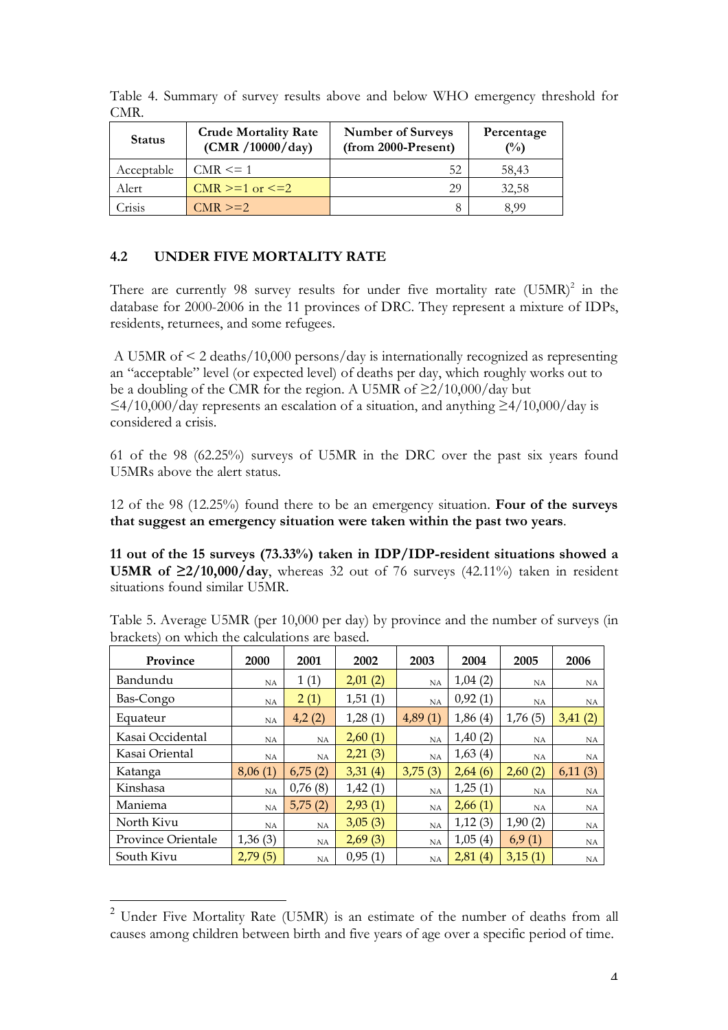Table 4. Summary of survey results above and below WHO emergency threshold for CMR.

| Status | Crude Mortality Rate (CMR /10000/day) | Number of Surveys (from 2000-Present) | Percentage (%) |
|---|---|---|---|
| Acceptable | CMR <= 1 | 52 | 58,43 |
| Alert | CMR >=1 or <=2 | 29 | 32,58 |
| Crisis | CMR >=2 | 8 | 8,99 |

## 4.2 UNDER FIVE MORTALITY RATE

There are currently 98 survey results for under five mortality rate (U5MR)[2] in the database for 2000-2006 in the 11 provinces of DRC. They represent a mixture of IDPs, residents, returnees, and some refugees.

A U5MR of < 2 deaths/10,000 persons/day is internationally recognized as representing an "acceptable" level (or expected level) of deaths per day, which roughly works out to be a doubling of the CMR for the region. A U5MR of ≥2/10,000/day but ≤4/10,000/day represents an escalation of a situation, and anything ≥4/10,000/day is considered a crisis.

61 of the 98 (62.25%) surveys of U5MR in the DRC over the past six years found U5MRs above the alert status.

12 of the 98 (12.25%) found there to be an emergency situation. **Four of the surveys that suggest an emergency situation were taken within the past two years**.

**11 out of the 15 surveys (73.33%) taken in IDP/IDP-resident situations showed a U5MR of ≥2/10,000/day**, whereas 32 out of 76 surveys (42.11%) taken in resident situations found similar U5MR.

Table 5. Average U5MR (per 10,000 per day) by province and the number of surveys (in brackets) on which the calculations are based.

| Province | 2000 | 2001 | 2002 | 2003 | 2004 | 2005 | 2006 |
|---|---|---|---|---|---|---|---|
| Bandundu | NA | 1 (1) | 2,01 (2) | NA | 1,04 (2) | NA | NA |
| Bas-Congo | NA | 2 (1) | 1,51 (1) | NA | 0,92 (1) | NA | NA |
| Equateur | NA | 4,2 (2) | 1,28 (1) | 4,89 (1) | 1,86 (4) | 1,76 (5) | 3,41 (2) |
| Kasai Occidental | NA | NA | 2,60 (1) | NA | 1,40 (2) | NA | NA |
| Kasai Oriental | NA | NA | 2,21 (3) | NA | 1,63 (4) | NA | NA |
| Katanga | 8,06 (1) | 6,75 (2) | 3,31 (4) | 3,75 (3) | 2,64 (6) | 2,60 (2) | 6,11 (3) |
| Kinshasa | NA | 0,76 (8) | 1,42 (1) | NA | 1,25 (1) | NA | NA |
| Maniema | NA | 5,75 (2) | 2,93 (1) | NA | 2,66 (1) | NA | NA |
| North Kivu | NA | NA | 3,05 (3) | NA | 1,12 (3) | 1,90 (2) | NA |
| Province Orientale | 1,36 (3) | NA | 2,69 (3) | NA | 1,05 (4) | 6,9 (1) | NA |
| South Kivu | 2,79 (5) | NA | 0,95 (1) | NA | 2,81 (4) | 3,15 (1) | NA |

[2] Under Five Mortality Rate (U5MR) is an estimate of the number of deaths from all causes among children between birth and five years of age over a specific period of time.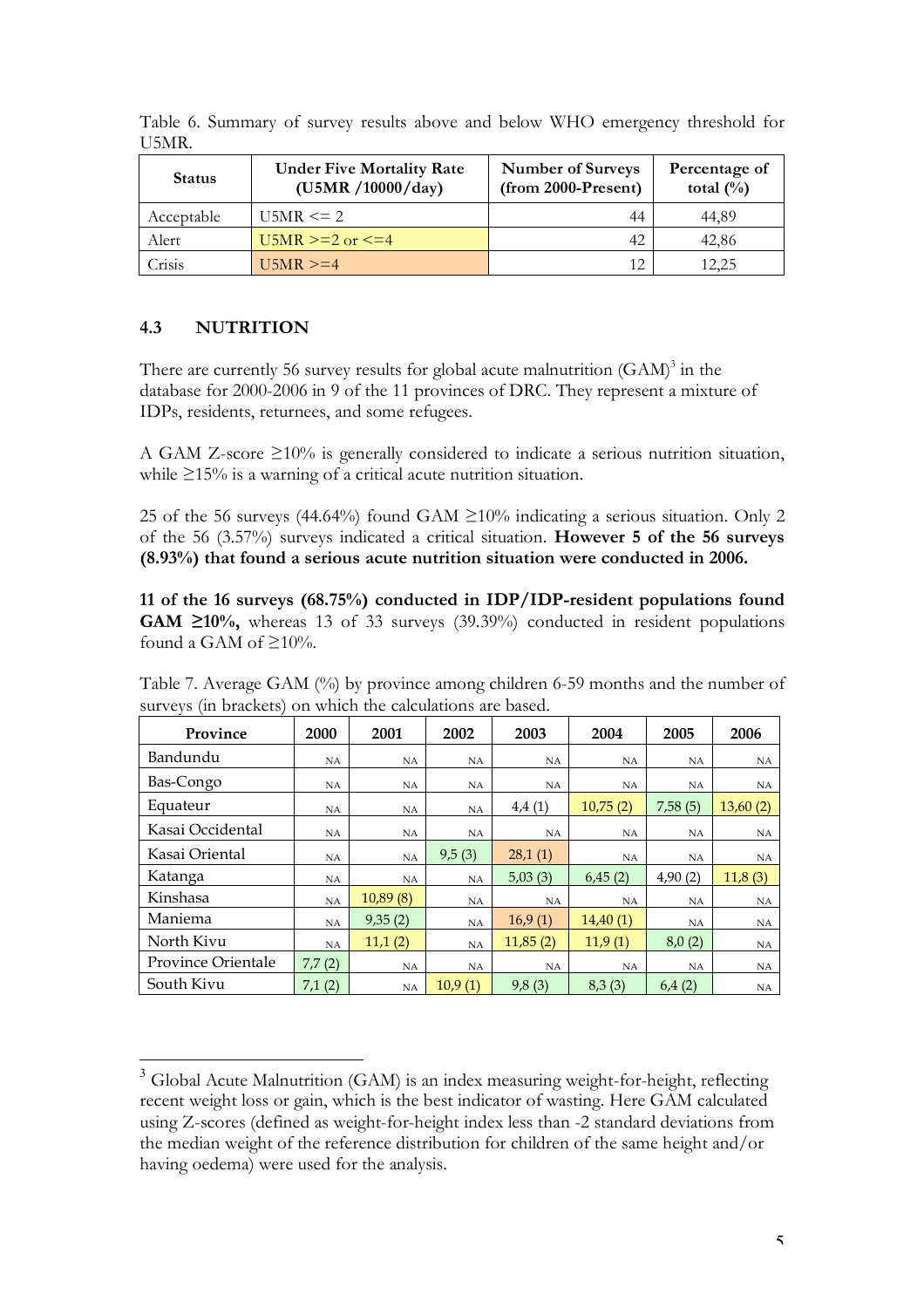Table 6. Summary of survey results above and below WHO emergency threshold for U5MR.

| Status | Under Five Mortality Rate (U5MR /10000/day) | Number of Surveys (from 2000-Present) | Percentage of total (%) |
|---|---|---|---|
| Acceptable | U5MR <= 2 | 44 | 44,89 |
| Alert | U5MR >=2 or <=4 | 42 | 42,86 |
| Crisis | U5MR >=4 | 12 | 12,25 |

### 4.3 NUTRITION

There are currently 56 survey results for global acute malnutrition (GAM)[3] in the database for 2000-2006 in 9 of the 11 provinces of DRC. They represent a mixture of IDPs, residents, returnees, and some refugees.

A GAM Z-score ≥10% is generally considered to indicate a serious nutrition situation, while ≥15% is a warning of a critical acute nutrition situation.

25 of the 56 surveys (44.64%) found GAM ≥10% indicating a serious situation. Only 2 of the 56 (3.57%) surveys indicated a critical situation. **However 5 of the 56 surveys (8.93%) that found a serious acute nutrition situation were conducted in 2006.**

**11 of the 16 surveys (68.75%) conducted in IDP/IDP-resident populations found GAM ≥10%,** whereas 13 of 33 surveys (39.39%) conducted in resident populations found a GAM of ≥10%.

Table 7. Average GAM (%) by province among children 6-59 months and the number of surveys (in brackets) on which the calculations are based.

| Province | 2000 | 2001 | 2002 | 2003 | 2004 | 2005 | 2006 |
|---|---|---|---|---|---|---|---|
| Bandundu | NA | NA | NA | NA | NA | NA | NA |
| Bas-Congo | NA | NA | NA | NA | NA | NA | NA |
| Equateur | NA | NA | NA | 4,4 (1) | 10,75 (2) | 7,58 (5) | 13,60 (2) |
| Kasai Occidental | NA | NA | NA | NA | NA | NA | NA |
| Kasai Oriental | NA | NA | 9,5 (3) | 28,1 (1) | NA | NA | NA |
| Katanga | NA | NA | NA | 5,03 (3) | 6,45 (2) | 4,90 (2) | 11,8 (3) |
| Kinshasa | NA | 10,89 (8) | NA | NA | NA | NA | NA |
| Maniema | NA | 9,35 (2) | NA | 16,9 (1) | 14,40 (1) | NA | NA |
| North Kivu | NA | 11,1 (2) | NA | 11,85 (2) | 11,9 (1) | 8,0 (2) | NA |
| Province Orientale | 7,7 (2) | NA | NA | NA | NA | NA | NA |
| South Kivu | 7,1 (2) | NA | 10,9 (1) | 9,8 (3) | 8,3 (3) | 6,4 (2) | NA |

[3] Global Acute Malnutrition (GAM) is an index measuring weight-for-height, reflecting recent weight loss or gain, which is the best indicator of wasting. Here GAM calculated using Z-scores (defined as weight-for-height index less than -2 standard deviations from the median weight of the reference distribution for children of the same height and/or having oedema) were used for the analysis.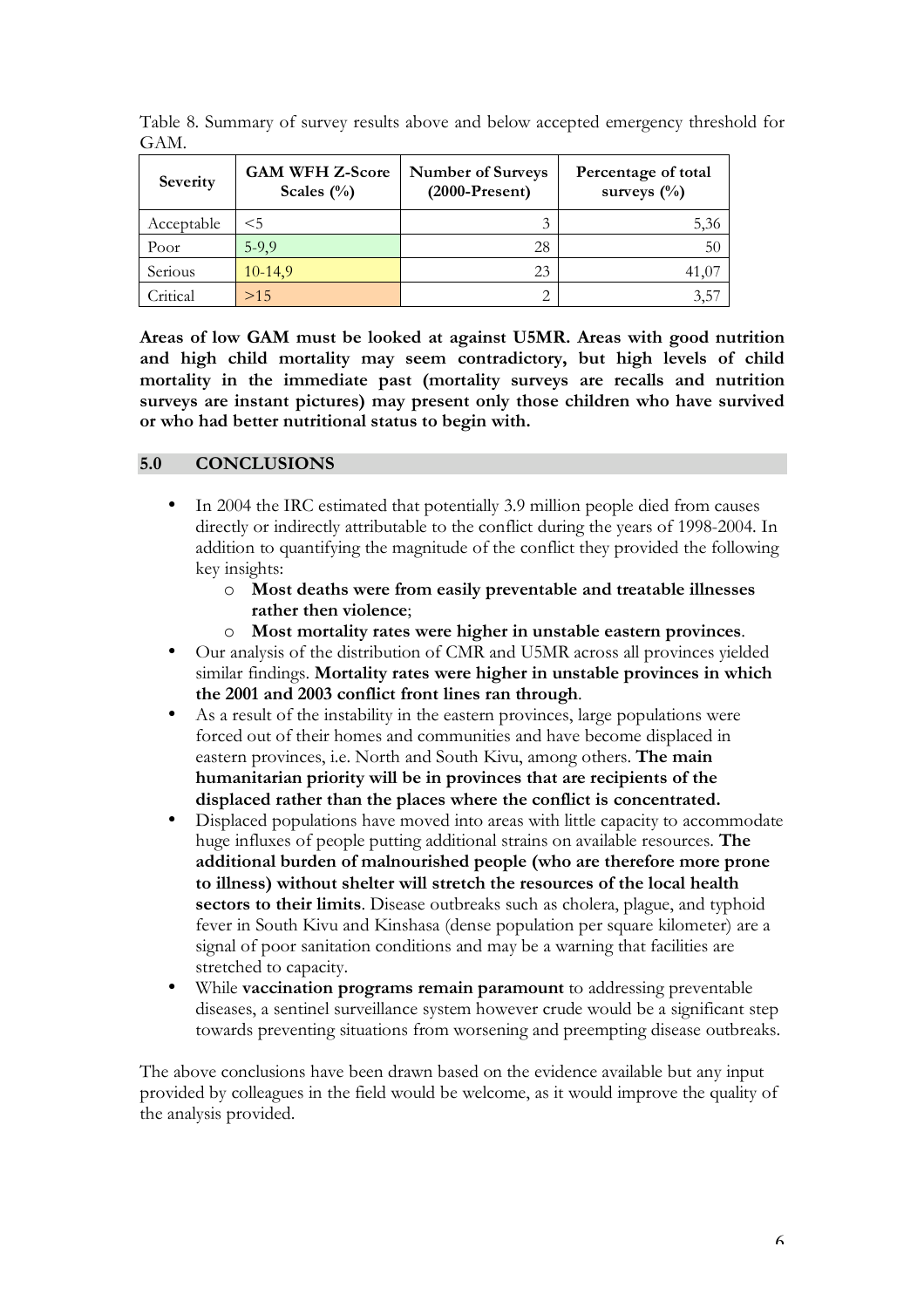Table 8. Summary of survey results above and below accepted emergency threshold for GAM.

| Severity | GAM WFH Z-Score Scales (%) | Number of Surveys (2000-Present) | Percentage of total surveys (%) |
|---|---|---|---|
| Acceptable | <5 | 3 | 5,36 |
| Poor | 5-9,9 | 28 | 50 |
| Serious | 10-14,9 | 23 | 41,07 |
| Critical | >15 | 2 | 3,57 |

**Areas of low GAM must be looked at against U5MR. Areas with good nutrition and high child mortality may seem contradictory, but high levels of child mortality in the immediate past (mortality surveys are recalls and nutrition surveys are instant pictures) may present only those children who have survived or who had better nutritional status to begin with.**

## 5.0 CONCLUSIONS

- In 2004 the IRC estimated that potentially 3.9 million people died from causes directly or indirectly attributable to the conflict during the years of 1998-2004. In addition to quantifying the magnitude of the conflict they provided the following key insights:
    - **Most deaths were from easily preventable and treatable illnesses rather then violence**;
    - **Most mortality rates were higher in unstable eastern provinces**.
- Our analysis of the distribution of CMR and U5MR across all provinces yielded similar findings. **Mortality rates were higher in unstable provinces in which the 2001 and 2003 conflict front lines ran through**.
- As a result of the instability in the eastern provinces, large populations were forced out of their homes and communities and have become displaced in eastern provinces, i.e. North and South Kivu, among others. **The main humanitarian priority will be in provinces that are recipients of the displaced rather than the places where the conflict is concentrated.**
- Displaced populations have moved into areas with little capacity to accommodate huge influxes of people putting additional strains on available resources. **The additional burden of malnourished people (who are therefore more prone to illness) without shelter will stretch the resources of the local health sectors to their limits**. Disease outbreaks such as cholera, plague, and typhoid fever in South Kivu and Kinshasa (dense population per square kilometer) are a signal of poor sanitation conditions and may be a warning that facilities are stretched to capacity.
- While **vaccination programs remain paramount** to addressing preventable diseases, a sentinel surveillance system however crude would be a significant step towards preventing situations from worsening and preempting disease outbreaks.

The above conclusions have been drawn based on the evidence available but any input provided by colleagues in the field would be welcome, as it would improve the quality of the analysis provided.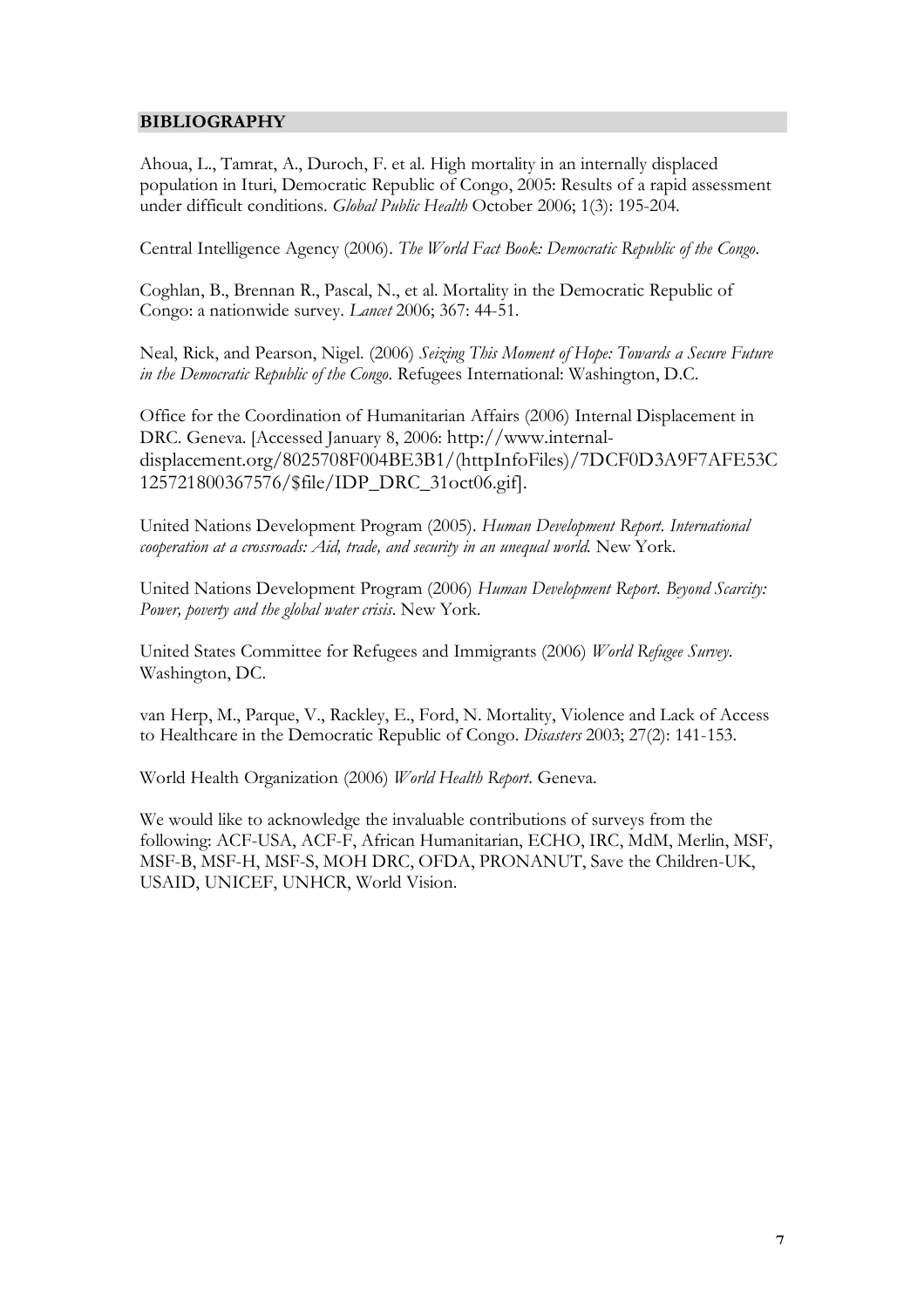## BIBLIOGRAPHY

Ahoua, L., Tamrat, A., Duroch, F. et al. High mortality in an internally displaced population in Ituri, Democratic Republic of Congo, 2005: Results of a rapid assessment under difficult conditions. *Global Public Health* October 2006; 1(3): 195-204.

Central Intelligence Agency (2006). *The World Fact Book: Democratic Republic of the Congo*.

Coghlan, B., Brennan R., Pascal, N., et al. Mortality in the Democratic Republic of Congo: a nationwide survey. *Lancet* 2006; 367: 44-51.

Neal, Rick, and Pearson, Nigel. (2006) *Seizing This Moment of Hope: Towards a Secure Future in the Democratic Republic of the Congo*. Refugees International: Washington, D.C.

Office for the Coordination of Humanitarian Affairs (2006) Internal Displacement in DRC. Geneva. [Accessed January 8, 2006: http://www.internal-displacement.org/8025708F004BE3B1/(httpInfoFiles)/7DCF0D3A9F7AFE53C125721800367576/$file/IDP_DRC_31oct06.gif].

United Nations Development Program (2005). *Human Development Report. International cooperation at a crossroads: Aid, trade, and security in an unequal world.* New York.

United Nations Development Program (2006) *Human Development Report. Beyond Scarcity: Power, poverty and the global water crisis*. New York.

United States Committee for Refugees and Immigrants (2006) *World Refugee Survey*. Washington, DC.

van Herp, M., Parque, V., Rackley, E., Ford, N. Mortality, Violence and Lack of Access to Healthcare in the Democratic Republic of Congo. *Disasters* 2003; 27(2): 141-153.

World Health Organization (2006) *World Health Report*. Geneva.

We would like to acknowledge the invaluable contributions of surveys from the following: ACF-USA, ACF-F, African Humanitarian, ECHO, IRC, MdM, Merlin, MSF, MSF-B, MSF-H, MSF-S, MOH DRC, OFDA, PRONANUT, Save the Children-UK, USAID, UNICEF, UNHCR, World Vision.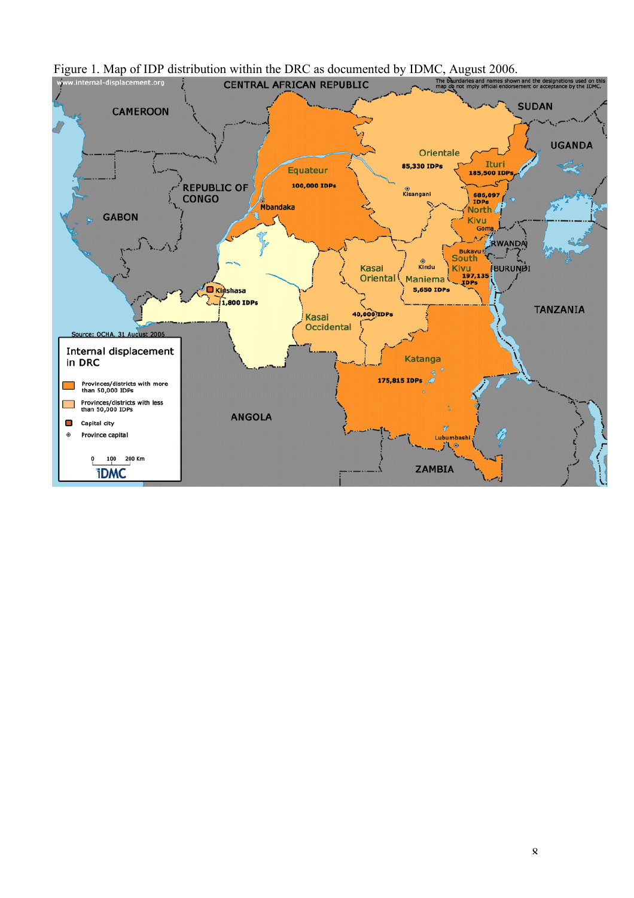Figure 1. Map of IDP distribution within the DRC as documented by IDMC, August 2006.

www.internal-displacement.org

The boundaries and names shown and the designations used on this map do not imply official endorsement or acceptance by the IDMC.

CENTRAL AFRICAN REPUBLIC

CAMEROON

SUDAN

UGANDA

REPUBLIC OF CONGO

GABON

RWANDA

BURUNDI

TANZANIA

ANGOLA

ZAMBIA

Orientale

85,330 IDPs

Ituri

185,500 IDPs

Equateur

100,000 IDPs

Kisangani

Mbandaka

686,097 IDPs

North Kivu

Goma

Bukavu

South Kivu

197,135 IDPs

Kindu

Kasai Oriental

Maniema

5,650 IDPs

Kinshasa

1,800 IDPs

Kasai Occidental

40,000 IDPs

Katanga

175,815 IDPs

Lubumbashi

Source: OCHA, 31 August 2006

Internal displacement in DRC

Provinces/districts with more than 50,000 IDPs

Provinces/districts with less than 50,000 IDPs

Capital city

Province capital

0 100 200 Km

IDMC